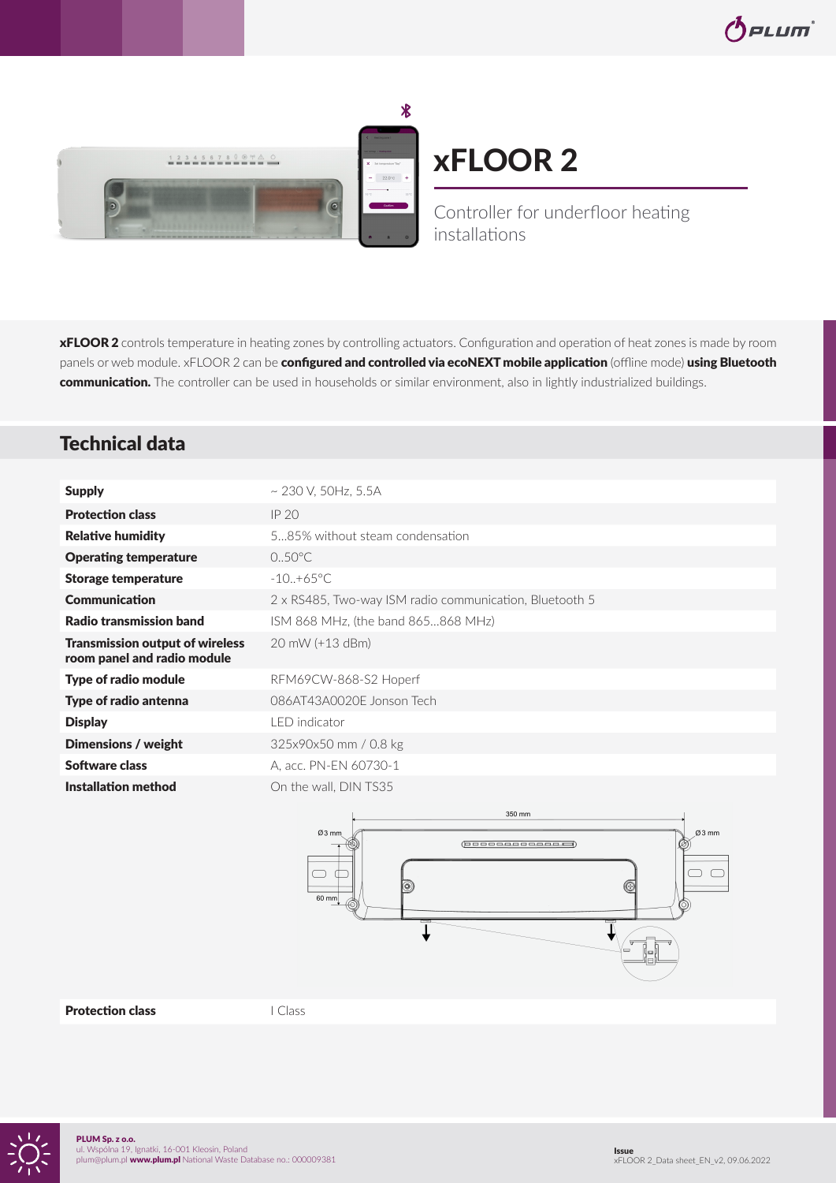# xFLOOR 2

Controller for underfloor heating installations

**xFLOOR 2** controls temperature in heating zones by controlling actuators. Configuration and operation of heat zones is made by room panels or web module. xFLOOR 2 can be **configured and controlled via ecoNEXT mobile application** (offline mode) **using Bluetooth communication.** The controller can be used in households or similar environment, also in lightly industrialized buildings.

## Technical data

| | |
|---|---|
| **Supply** | ~ 230 V, 50Hz, 5.5A |
| **Protection class** | IP 20 |
| **Relative humidity** | 5...85% without steam condensation |
| **Operating temperature** | 0..50°C |
| **Storage temperature** | -10..+65°C |
| **Communication** | 2 x RS485, Two-way ISM radio communication, Bluetooth 5 |
| **Radio transmission band** | ISM 868 MHz, (the band 865...868 MHz) |
| **Transmission output of wireless room panel and radio module** | 20 mW (+13 dBm) |
| **Type of radio module** | RFM69CW-868-S2 Hoperf |
| **Type of radio antenna** | 086AT43A0020E Jonson Tech |
| **Display** | LED indicator |
| **Dimensions / weight** | 325x90x50 mm / 0.8 kg |
| **Software class** | A, acc. PN-EN 60730-1 |
| **Installation method** | On the wall, DIN TS35 |
| **Protection class** | I Class |

**PLUM Sp. z o.o.**
ul. Wspólna 19, Ignatki, 16-001 Kleosin, Poland
plum@plum.pl **www.plum.pl** National Waste Database no.: 000009381

**Issue**
xFLOOR 2_Data sheet_EN_v2, 09.06.2022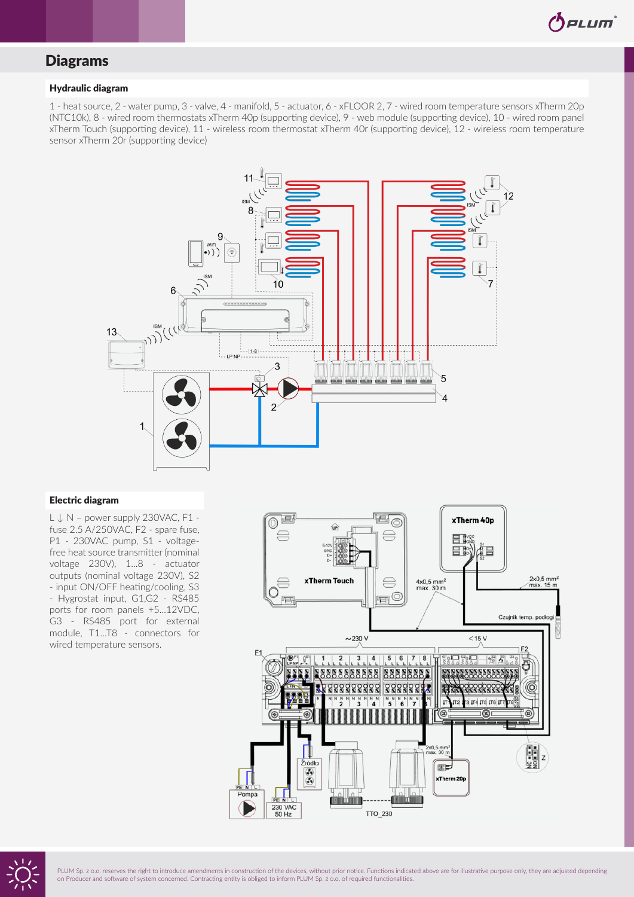## Diagrams

### Hydraulic diagram

1 - heat source, 2 - water pump, 3 - valve, 4 - manifold, 5 - actuator, 6 - xFLOOR 2, 7 - wired room temperature sensors xTherm 20p (NTC10k), 8 - wired room thermostats xTherm 40p (supporting device), 9 - web module (supporting device), 10 - wired room panel xTherm Touch (supporting device), 11 - wireless room thermostat xTherm 40r (supporting device), 12 - wireless room temperature sensor xTherm 20r (supporting device)

### Electric diagram

L ↓ N – power supply 230VAC, F1 - fuse 2.5 A/250VAC, F2 - spare fuse, P1 - 230VAC pump, S1 - voltage-free heat source transmitter (nominal voltage 230V), 1...8 - actuator outputs (nominal voltage 230V), S2 - input ON/OFF heating/cooling, S3 - Hygrostat input, G1,G2 - RS485 ports for room panels +5...12VDC, G3 - RS485 port for external module, T1...T8 - connectors for wired temperature sensors.

PLUM Sp. z o.o. reserves the right to introduce amendments in construction of the devices, without prior notice. Functions indicated above are for illustrative purpose only, they are adjusted depending on Producer and software of system concerned. Contracting entity is obliged to inform PLUM Sp. z o.o. of required functionalities.